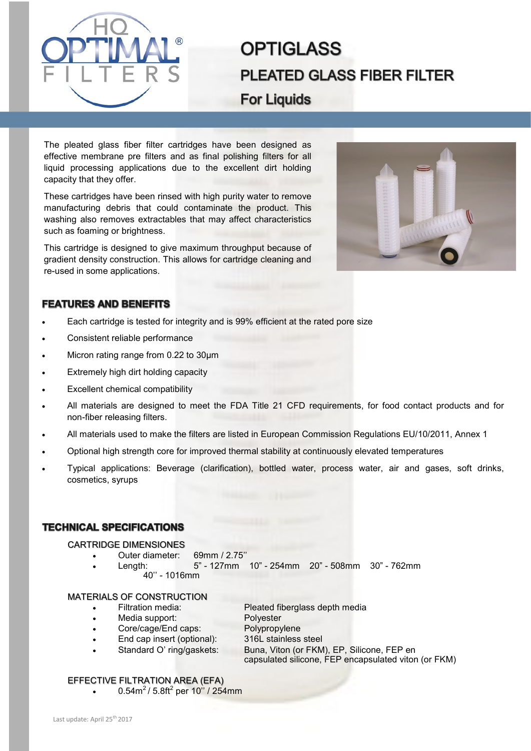HQ OPTIMAL FILTERS®

# OPTIGLASS

## PLEATED GLASS FIBER FILTER

## For Liquids

The pleated glass fiber filter cartridges have been designed as effective membrane pre filters and as final polishing filters for all liquid processing applications due to the excellent dirt holding capacity that they offer.

These cartridges have been rinsed with high purity water to remove manufacturing debris that could contaminate the product. This washing also removes extractables that may affect characteristics such as foaming or brightness.

This cartridge is designed to give maximum throughput because of gradient density construction. This allows for cartridge cleaning and re-used in some applications.

### FEATURES AND BENEFITS

- Each cartridge is tested for integrity and is 99% efficient at the rated pore size
- Consistent reliable performance
- Micron rating range from 0.22 to 30µm
- Extremely high dirt holding capacity
- Excellent chemical compatibility
- All materials are designed to meet the FDA Title 21 CFD requirements, for food contact products and for non-fiber releasing filters.
- All materials used to make the filters are listed in European Commission Regulations EU/10/2011, Annex 1
- Optional high strength core for improved thermal stability at continuously elevated temperatures
- Typical applications: Beverage (clarification), bottled water, process water, air and gases, soft drinks, cosmetics, syrups

### TECHNICAL SPECIFICATIONS

#### CARTRIDGE DIMENSIONES

- Outer diameter: 69mm / 2.75''
- Length: 5" - 127mm 10" - 254mm 20" - 508mm 30" - 762mm 40'' - 1016mm

#### MATERIALS OF CONSTRUCTION

- Filtration media: Pleated fiberglass depth media
- Media support: Polyester
- Core/cage/End caps: Polypropylene
- End cap insert (optional): 316L stainless steel
- Standard O' ring/gaskets: Buna, Viton (or FKM), EP, Silicone, FEP en capsulated silicone, FEP encapsulated viton (or FKM)

#### EFFECTIVE FILTRATION AREA (EFA)

- $0.54m^2$ / $5.8ft^2$ per 10'' / 254mm

Last update: April 25th 2017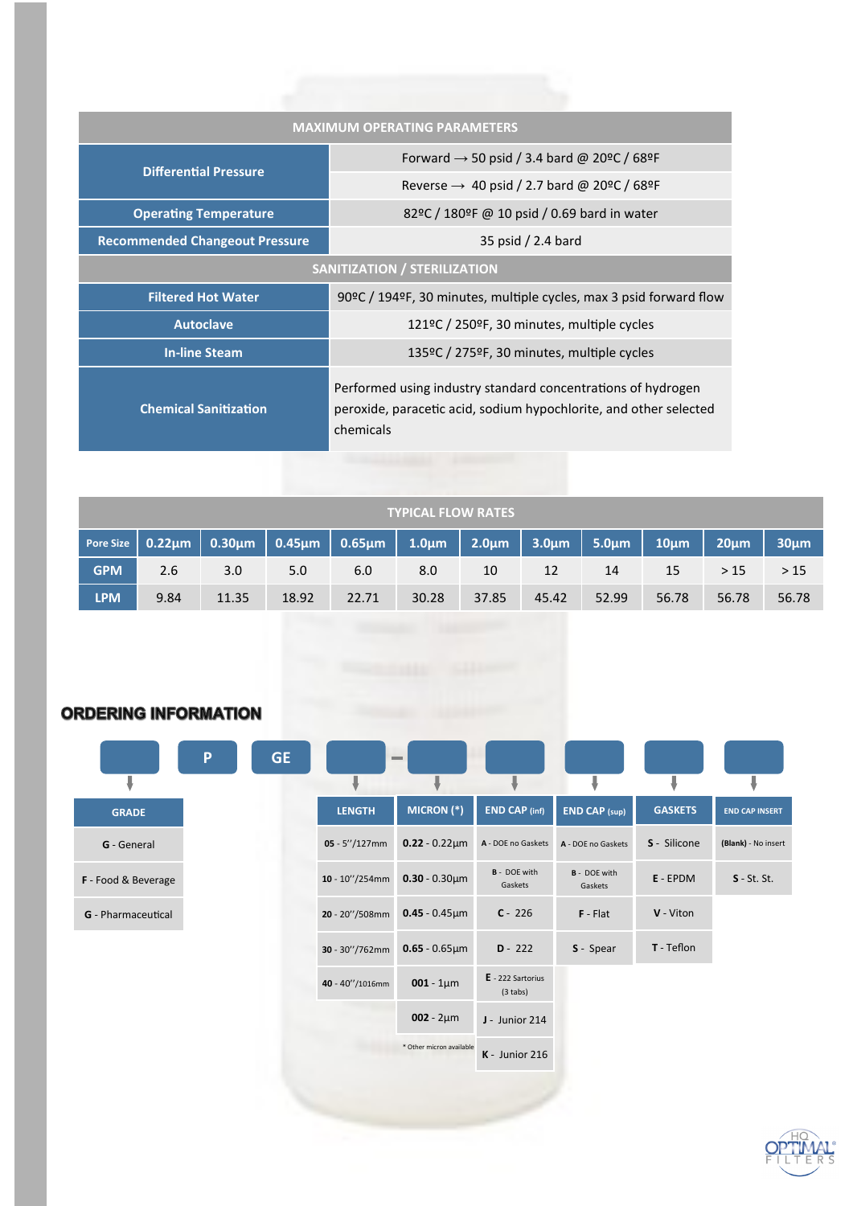| MAXIMUM OPERATING PARAMETERS | |
|---|---|
| Differential Pressure | Forward → 50 psid / 3.4 bard @ 20ºC / 68ºF |
| | Reverse → 40 psid / 2.7 bard @ 20ºC / 68ºF |
| Operating Temperature | 82ºC / 180ºF @ 10 psid / 0.69 bard in water |
| Recommended Changeout Pressure | 35 psid / 2.4 bard |
| **SANITIZATION / STERILIZATION** | |
| Filtered Hot Water | 90ºC / 194ºF, 30 minutes, multiple cycles, max 3 psid forward flow |
| Autoclave | 121ºC / 250ºF, 30 minutes, multiple cycles |
| In-line Steam | 135ºC / 275ºF, 30 minutes, multiple cycles |
| Chemical Sanitization | Performed using industry standard concentrations of hydrogen peroxide, paracetic acid, sodium hypochlorite, and other selected chemicals |

**TYPICAL FLOW RATES**

| Pore Size | 0.22µm | 0.30µm | 0.45µm | 0.65µm | 1.0µm | 2.0µm | 3.0µm | 5.0µm | 10µm | 20µm | 30µm |
|---|---|---|---|---|---|---|---|---|---|---|---|
| GPM | 2.6 | 3.0 | 5.0 | 6.0 | 8.0 | 10 | 12 | 14 | 15 | > 15 | > 15 |
| LPM | 9.84 | 11.35 | 18.92 | 22.71 | 30.28 | 37.85 | 45.42 | 52.99 | 56.78 | 56.78 | 56.78 |

## ORDERING INFORMATION

[ ] P GE [ ] – [ ] [ ] [ ] [ ] [ ]

| GRADE | LENGTH | MICRON (*) | END CAP (inf) | END CAP (sup) | GASKETS | END CAP INSERT |
|---|---|---|---|---|---|---|
| **G** - General | **05** - 5''/127mm | **0.22** - 0.22µm | **A** - DOE no Gaskets | **A** - DOE no Gaskets | **S** - Silicone | **(Blank)** - No insert |
| **F** - Food & Beverage | **10** - 10''/254mm | **0.30** - 0.30µm | **B** - DOE with Gaskets | **B** - DOE with Gaskets | **E** - EPDM | **S** - St. St. |
| **G** - Pharmaceutical | **20** - 20''/508mm | **0.45** - 0.45µm | **C** - 226 | **F** - Flat | **V** - Viton | |
| | **30** - 30''/762mm | **0.65** - 0.65µm | **D** - 222 | **S** - Spear | **T** - Teflon | |
| | **40** - 40''/1016mm | **001** - 1µm | **E** - 222 Sartorius (3 tabs) | | | |
| | | **002** - 2µm | **J** - Junior 214 | | | |
| | | * Other micron available | **K** - Junior 216 | | | |